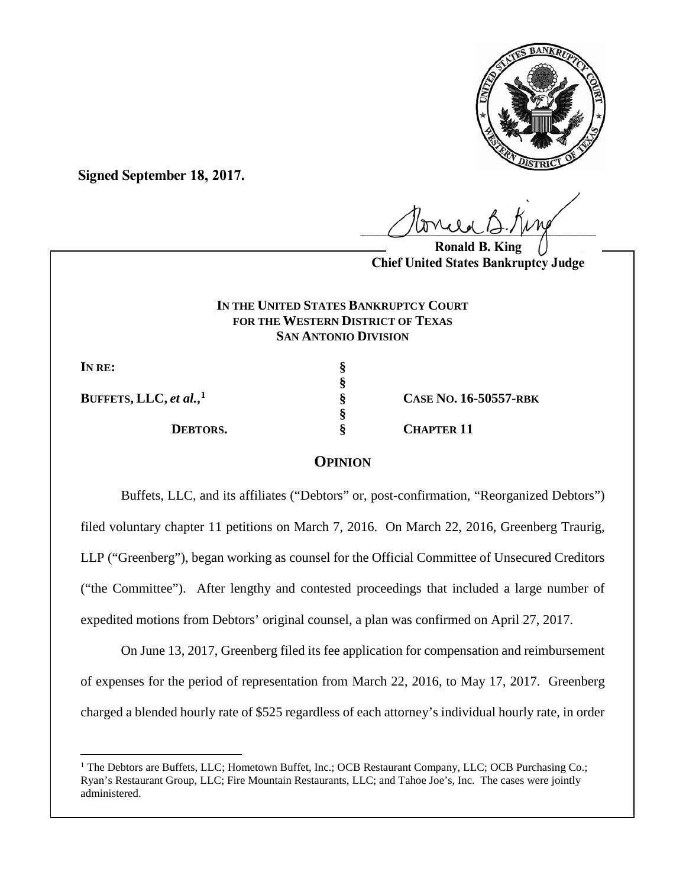**Signed September 18, 2017.**

**Ronald B. King**
**Chief United States Bankruptcy Judge**

**IN THE UNITED STATES BANKRUPTCY COURT**
**FOR THE WESTERN DISTRICT OF TEXAS**
**SAN ANTONIO DIVISION**

| | | |
|---|---|---|
| **IN RE:** | **§** | |
| | **§** | |
| **BUFFETS, LLC, *et al.*,**[1] | **§** | **CASE NO. 16-50557-RBK** |
| | **§** | |
| **DEBTORS.** | **§** | **CHAPTER 11** |

# OPINION

Buffets, LLC, and its affiliates ("Debtors" or, post-confirmation, "Reorganized Debtors") filed voluntary chapter 11 petitions on March 7, 2016. On March 22, 2016, Greenberg Traurig, LLP ("Greenberg"), began working as counsel for the Official Committee of Unsecured Creditors ("the Committee"). After lengthy and contested proceedings that included a large number of expedited motions from Debtors' original counsel, a plan was confirmed on April 27, 2017.

On June 13, 2017, Greenberg filed its fee application for compensation and reimbursement of expenses for the period of representation from March 22, 2016, to May 17, 2017. Greenberg charged a blended hourly rate of $525 regardless of each attorney's individual hourly rate, in order

[1] The Debtors are Buffets, LLC; Hometown Buffet, Inc.; OCB Restaurant Company, LLC; OCB Purchasing Co.; Ryan's Restaurant Group, LLC; Fire Mountain Restaurants, LLC; and Tahoe Joe's, Inc. The cases were jointly administered.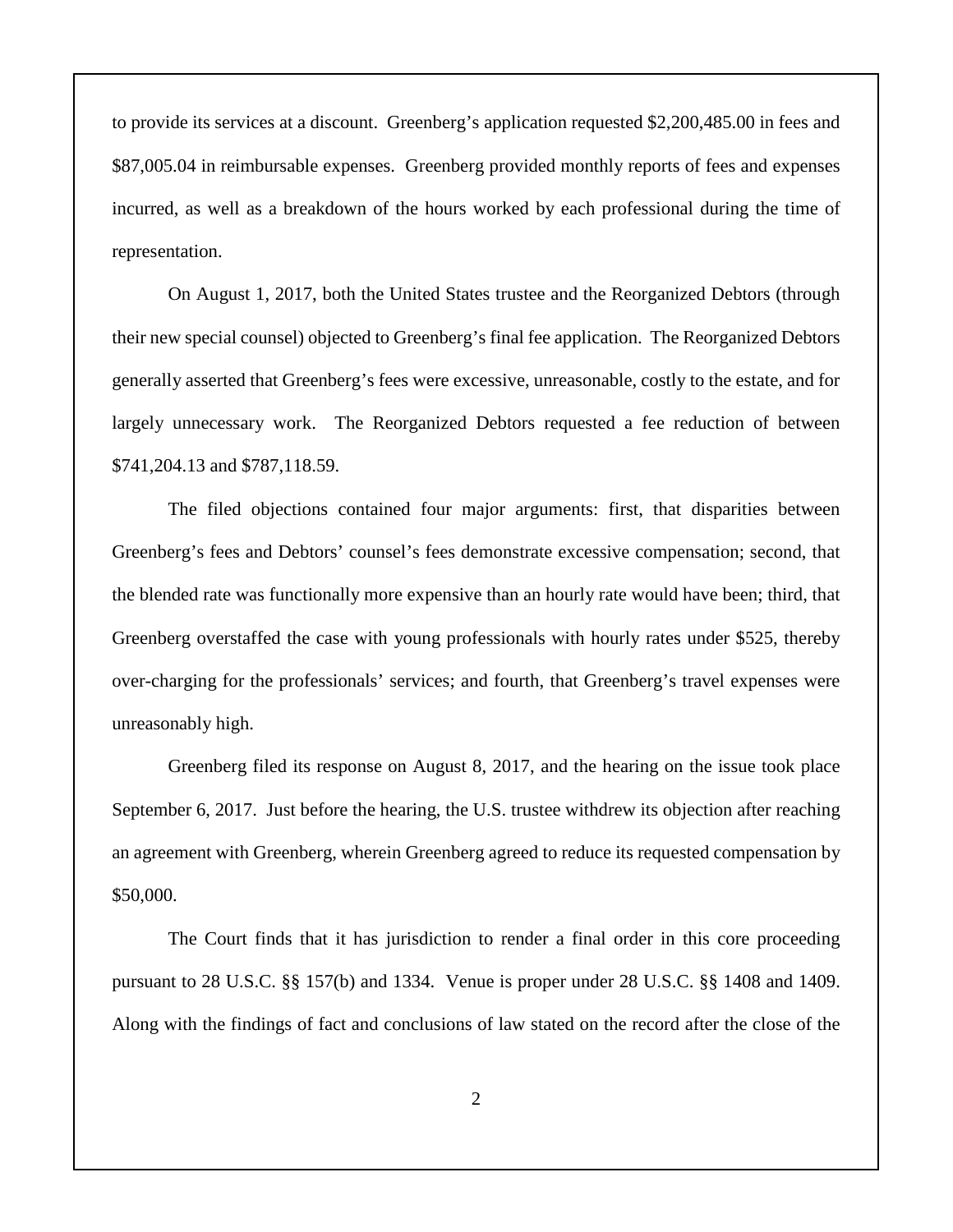to provide its services at a discount. Greenberg's application requested $2,200,485.00 in fees and $87,005.04 in reimbursable expenses. Greenberg provided monthly reports of fees and expenses incurred, as well as a breakdown of the hours worked by each professional during the time of representation.

On August 1, 2017, both the United States trustee and the Reorganized Debtors (through their new special counsel) objected to Greenberg's final fee application. The Reorganized Debtors generally asserted that Greenberg's fees were excessive, unreasonable, costly to the estate, and for largely unnecessary work. The Reorganized Debtors requested a fee reduction of between $741,204.13 and $787,118.59.

The filed objections contained four major arguments: first, that disparities between Greenberg's fees and Debtors' counsel's fees demonstrate excessive compensation; second, that the blended rate was functionally more expensive than an hourly rate would have been; third, that Greenberg overstaffed the case with young professionals with hourly rates under $525, thereby over-charging for the professionals' services; and fourth, that Greenberg's travel expenses were unreasonably high.

Greenberg filed its response on August 8, 2017, and the hearing on the issue took place September 6, 2017. Just before the hearing, the U.S. trustee withdrew its objection after reaching an agreement with Greenberg, wherein Greenberg agreed to reduce its requested compensation by $50,000.

The Court finds that it has jurisdiction to render a final order in this core proceeding pursuant to 28 U.S.C. §§ 157(b) and 1334. Venue is proper under 28 U.S.C. §§ 1408 and 1409. Along with the findings of fact and conclusions of law stated on the record after the close of the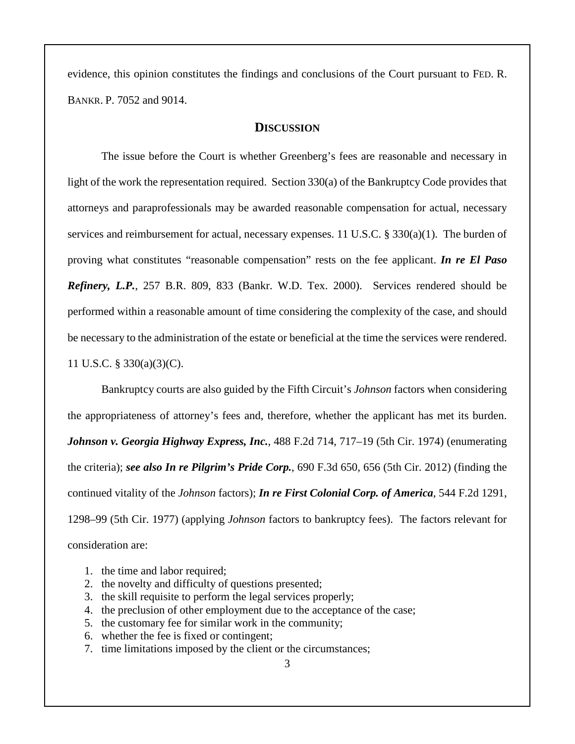evidence, this opinion constitutes the findings and conclusions of the Court pursuant to FED. R. BANKR. P. 7052 and 9014.

## DISCUSSION

The issue before the Court is whether Greenberg's fees are reasonable and necessary in light of the work the representation required. Section 330(a) of the Bankruptcy Code provides that attorneys and paraprofessionals may be awarded reasonable compensation for actual, necessary services and reimbursement for actual, necessary expenses. 11 U.S.C. § 330(a)(1). The burden of proving what constitutes "reasonable compensation" rests on the fee applicant. ***In re El Paso Refinery, L.P.***, 257 B.R. 809, 833 (Bankr. W.D. Tex. 2000). Services rendered should be performed within a reasonable amount of time considering the complexity of the case, and should be necessary to the administration of the estate or beneficial at the time the services were rendered. 11 U.S.C. § 330(a)(3)(C).

Bankruptcy courts are also guided by the Fifth Circuit's *Johnson* factors when considering the appropriateness of attorney's fees and, therefore, whether the applicant has met its burden. ***Johnson v. Georgia Highway Express, Inc.***, 488 F.2d 714, 717–19 (5th Cir. 1974) (enumerating the criteria); ***see also In re Pilgrim's Pride Corp.***, 690 F.3d 650, 656 (5th Cir. 2012) (finding the continued vitality of the *Johnson* factors); ***In re First Colonial Corp. of America***, 544 F.2d 1291, 1298–99 (5th Cir. 1977) (applying *Johnson* factors to bankruptcy fees). The factors relevant for consideration are:

1. the time and labor required;
2. the novelty and difficulty of questions presented;
3. the skill requisite to perform the legal services properly;
4. the preclusion of other employment due to the acceptance of the case;
5. the customary fee for similar work in the community;
6. whether the fee is fixed or contingent;
7. time limitations imposed by the client or the circumstances;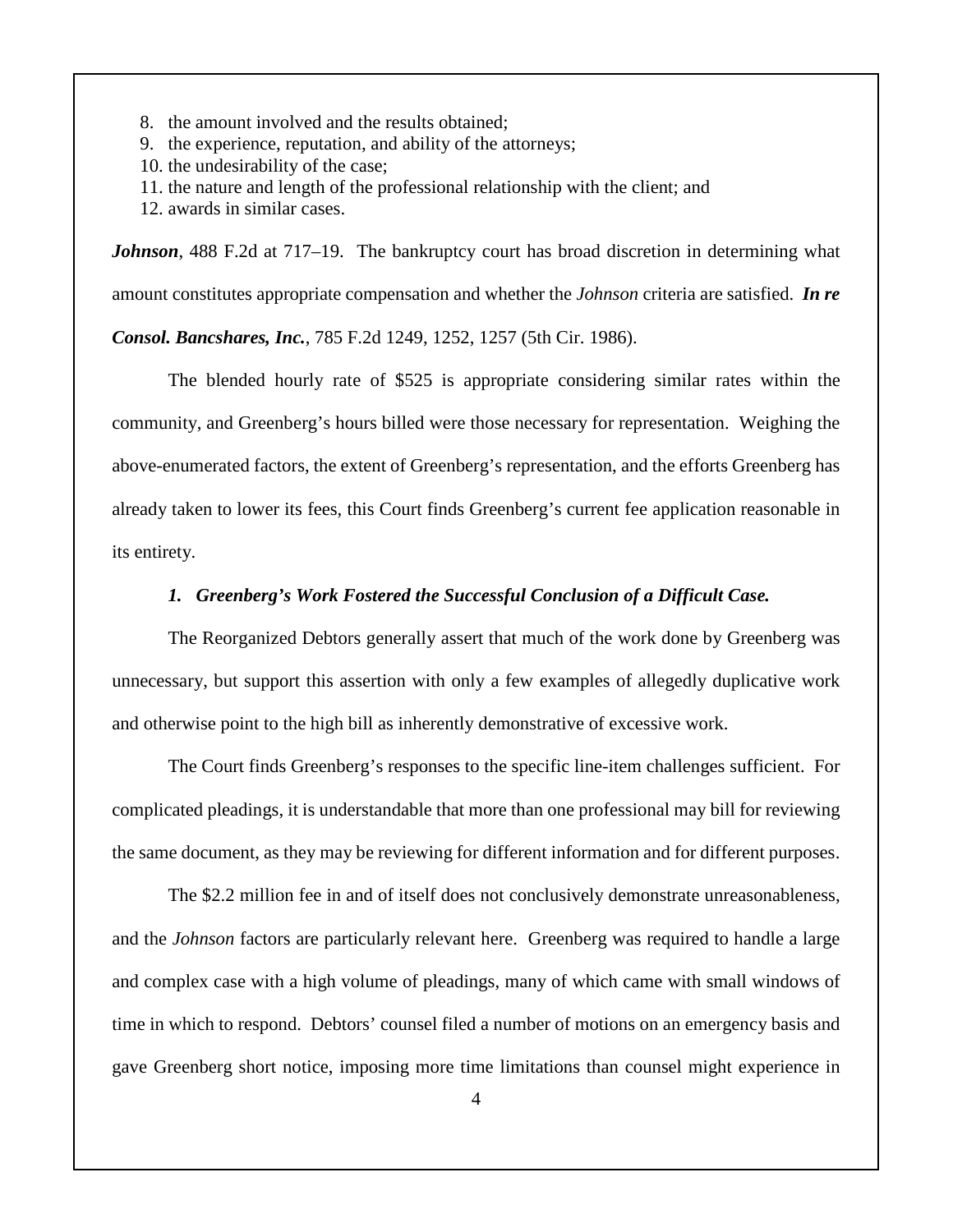8. the amount involved and the results obtained;
9. the experience, reputation, and ability of the attorneys;
10. the undesirability of the case;
11. the nature and length of the professional relationship with the client; and
12. awards in similar cases.

***Johnson***, 488 F.2d at 717–19. The bankruptcy court has broad discretion in determining what amount constitutes appropriate compensation and whether the *Johnson* criteria are satisfied. ***In re Consol. Bancshares, Inc.***, 785 F.2d 1249, 1252, 1257 (5th Cir. 1986).

The blended hourly rate of $525 is appropriate considering similar rates within the community, and Greenberg's hours billed were those necessary for representation. Weighing the above-enumerated factors, the extent of Greenberg's representation, and the efforts Greenberg has already taken to lower its fees, this Court finds Greenberg's current fee application reasonable in its entirety.

***1. Greenberg's Work Fostered the Successful Conclusion of a Difficult Case.***

The Reorganized Debtors generally assert that much of the work done by Greenberg was unnecessary, but support this assertion with only a few examples of allegedly duplicative work and otherwise point to the high bill as inherently demonstrative of excessive work.

The Court finds Greenberg's responses to the specific line-item challenges sufficient. For complicated pleadings, it is understandable that more than one professional may bill for reviewing the same document, as they may be reviewing for different information and for different purposes.

The $2.2 million fee in and of itself does not conclusively demonstrate unreasonableness, and the *Johnson* factors are particularly relevant here. Greenberg was required to handle a large and complex case with a high volume of pleadings, many of which came with small windows of time in which to respond. Debtors' counsel filed a number of motions on an emergency basis and gave Greenberg short notice, imposing more time limitations than counsel might experience in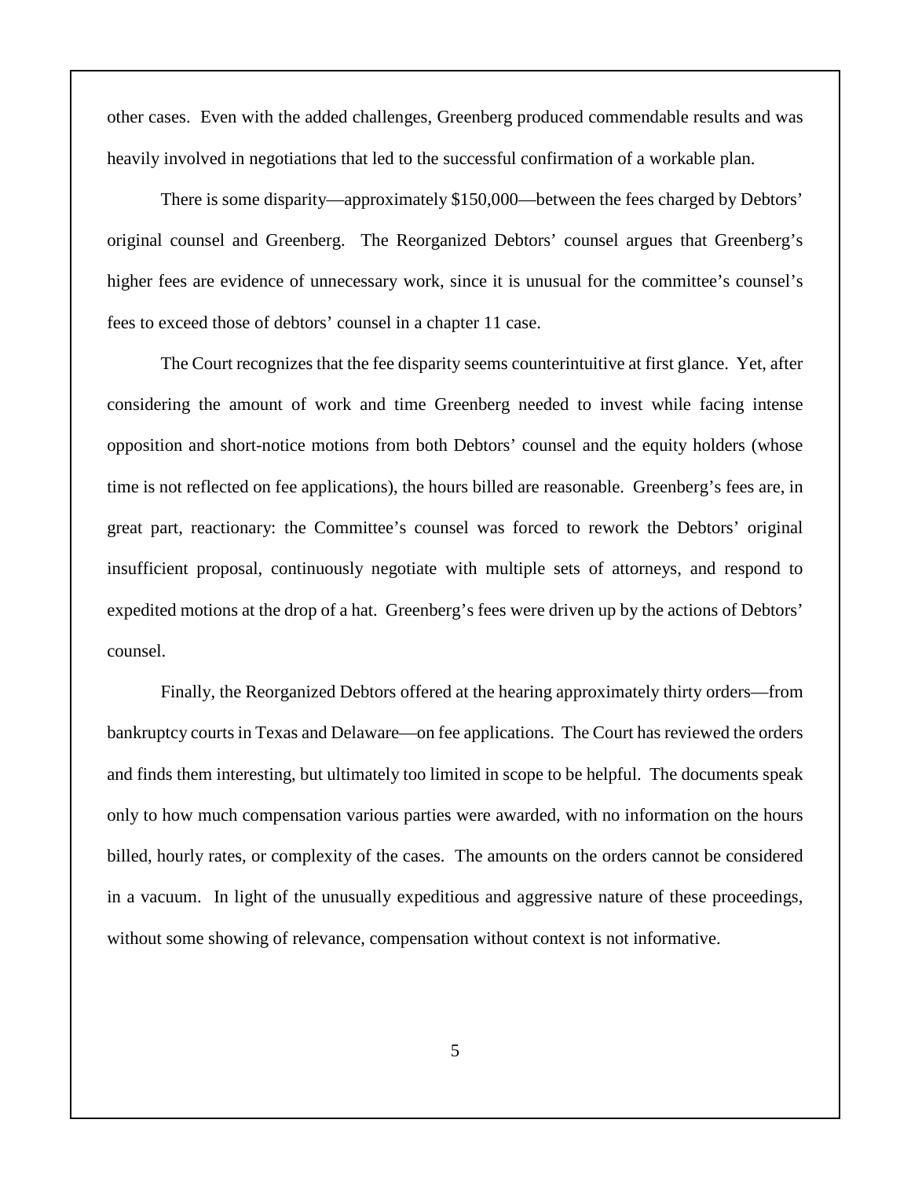other cases. Even with the added challenges, Greenberg produced commendable results and was heavily involved in negotiations that led to the successful confirmation of a workable plan.

There is some disparity—approximately $150,000—between the fees charged by Debtors' original counsel and Greenberg. The Reorganized Debtors' counsel argues that Greenberg's higher fees are evidence of unnecessary work, since it is unusual for the committee's counsel's fees to exceed those of debtors' counsel in a chapter 11 case.

The Court recognizes that the fee disparity seems counterintuitive at first glance. Yet, after considering the amount of work and time Greenberg needed to invest while facing intense opposition and short-notice motions from both Debtors' counsel and the equity holders (whose time is not reflected on fee applications), the hours billed are reasonable. Greenberg's fees are, in great part, reactionary: the Committee's counsel was forced to rework the Debtors' original insufficient proposal, continuously negotiate with multiple sets of attorneys, and respond to expedited motions at the drop of a hat. Greenberg's fees were driven up by the actions of Debtors' counsel.

Finally, the Reorganized Debtors offered at the hearing approximately thirty orders—from bankruptcy courts in Texas and Delaware—on fee applications. The Court has reviewed the orders and finds them interesting, but ultimately too limited in scope to be helpful. The documents speak only to how much compensation various parties were awarded, with no information on the hours billed, hourly rates, or complexity of the cases. The amounts on the orders cannot be considered in a vacuum. In light of the unusually expeditious and aggressive nature of these proceedings, without some showing of relevance, compensation without context is not informative.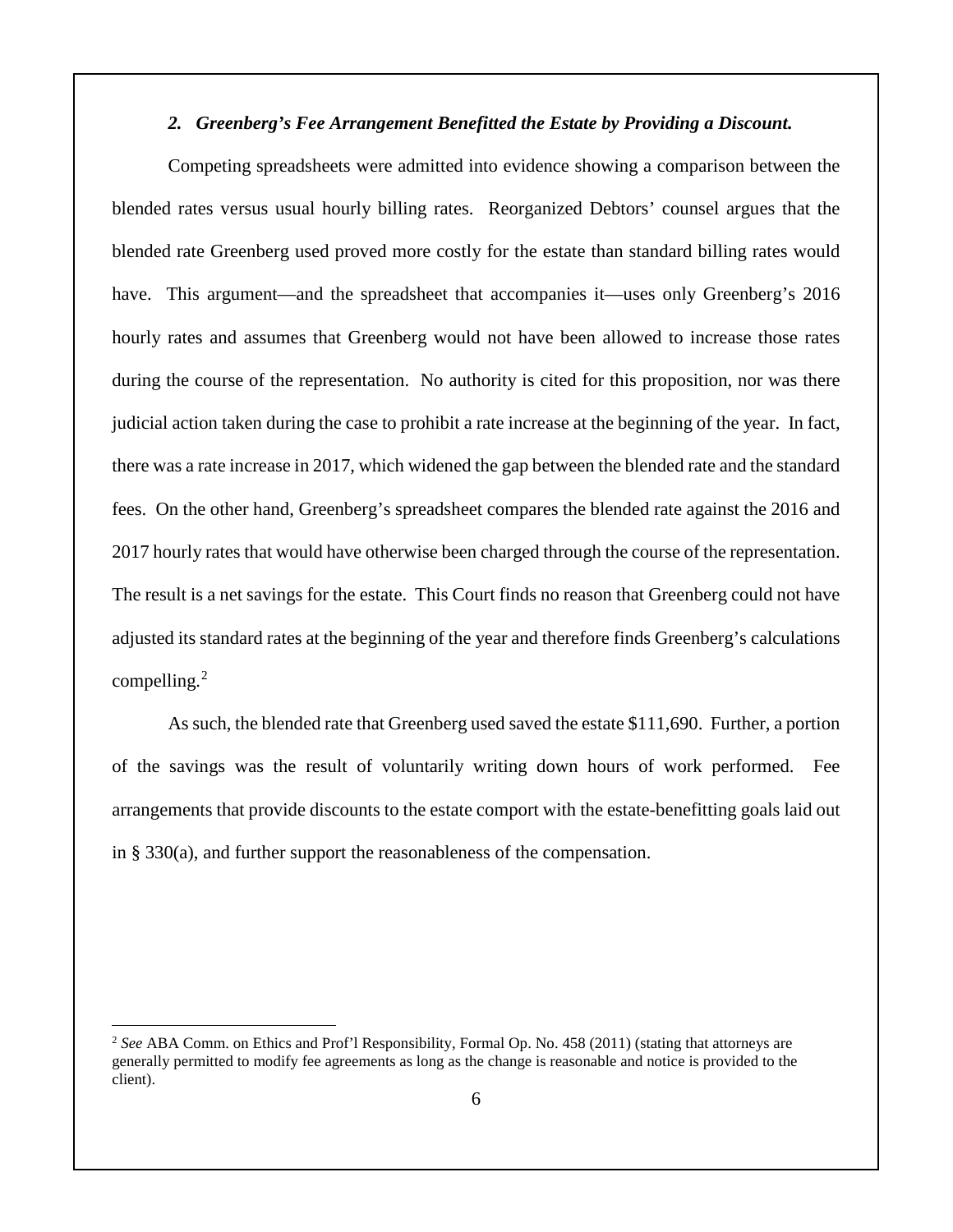### *2. Greenberg's Fee Arrangement Benefitted the Estate by Providing a Discount.*

Competing spreadsheets were admitted into evidence showing a comparison between the blended rates versus usual hourly billing rates. Reorganized Debtors' counsel argues that the blended rate Greenberg used proved more costly for the estate than standard billing rates would have. This argument—and the spreadsheet that accompanies it—uses only Greenberg's 2016 hourly rates and assumes that Greenberg would not have been allowed to increase those rates during the course of the representation. No authority is cited for this proposition, nor was there judicial action taken during the case to prohibit a rate increase at the beginning of the year. In fact, there was a rate increase in 2017, which widened the gap between the blended rate and the standard fees. On the other hand, Greenberg's spreadsheet compares the blended rate against the 2016 and 2017 hourly rates that would have otherwise been charged through the course of the representation. The result is a net savings for the estate. This Court finds no reason that Greenberg could not have adjusted its standard rates at the beginning of the year and therefore finds Greenberg's calculations compelling.[2]

As such, the blended rate that Greenberg used saved the estate $111,690. Further, a portion of the savings was the result of voluntarily writing down hours of work performed. Fee arrangements that provide discounts to the estate comport with the estate-benefitting goals laid out in § 330(a), and further support the reasonableness of the compensation.

---

[2] *See* ABA Comm. on Ethics and Prof'l Responsibility, Formal Op. No. 458 (2011) (stating that attorneys are generally permitted to modify fee agreements as long as the change is reasonable and notice is provided to the client).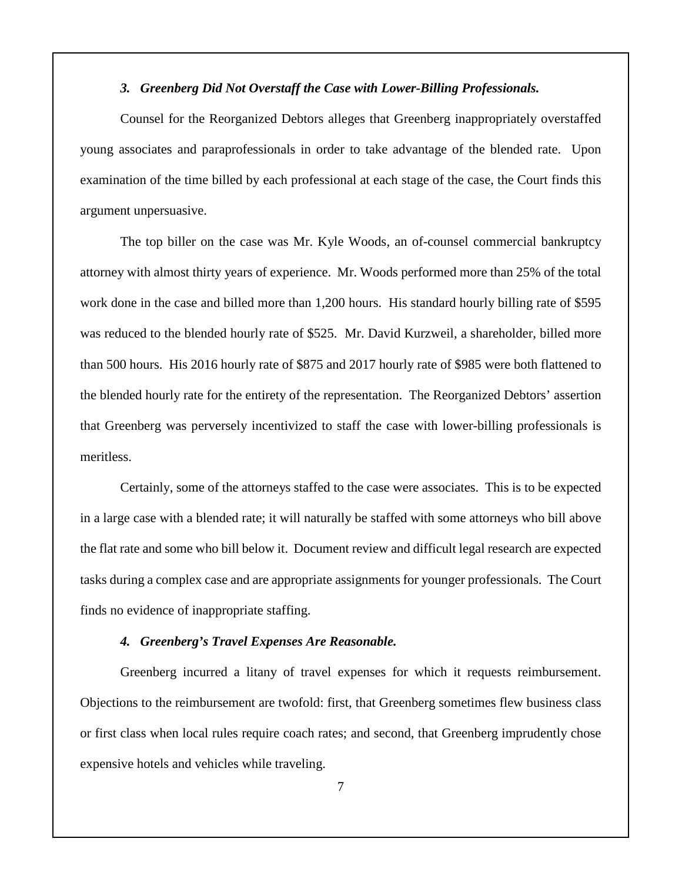### *3. Greenberg Did Not Overstaff the Case with Lower-Billing Professionals.*

Counsel for the Reorganized Debtors alleges that Greenberg inappropriately overstaffed young associates and paraprofessionals in order to take advantage of the blended rate. Upon examination of the time billed by each professional at each stage of the case, the Court finds this argument unpersuasive.

The top biller on the case was Mr. Kyle Woods, an of-counsel commercial bankruptcy attorney with almost thirty years of experience. Mr. Woods performed more than 25% of the total work done in the case and billed more than 1,200 hours. His standard hourly billing rate of $595 was reduced to the blended hourly rate of $525. Mr. David Kurzweil, a shareholder, billed more than 500 hours. His 2016 hourly rate of $875 and 2017 hourly rate of $985 were both flattened to the blended hourly rate for the entirety of the representation. The Reorganized Debtors' assertion that Greenberg was perversely incentivized to staff the case with lower-billing professionals is meritless.

Certainly, some of the attorneys staffed to the case were associates. This is to be expected in a large case with a blended rate; it will naturally be staffed with some attorneys who bill above the flat rate and some who bill below it. Document review and difficult legal research are expected tasks during a complex case and are appropriate assignments for younger professionals. The Court finds no evidence of inappropriate staffing.

### *4. Greenberg's Travel Expenses Are Reasonable.*

Greenberg incurred a litany of travel expenses for which it requests reimbursement. Objections to the reimbursement are twofold: first, that Greenberg sometimes flew business class or first class when local rules require coach rates; and second, that Greenberg imprudently chose expensive hotels and vehicles while traveling.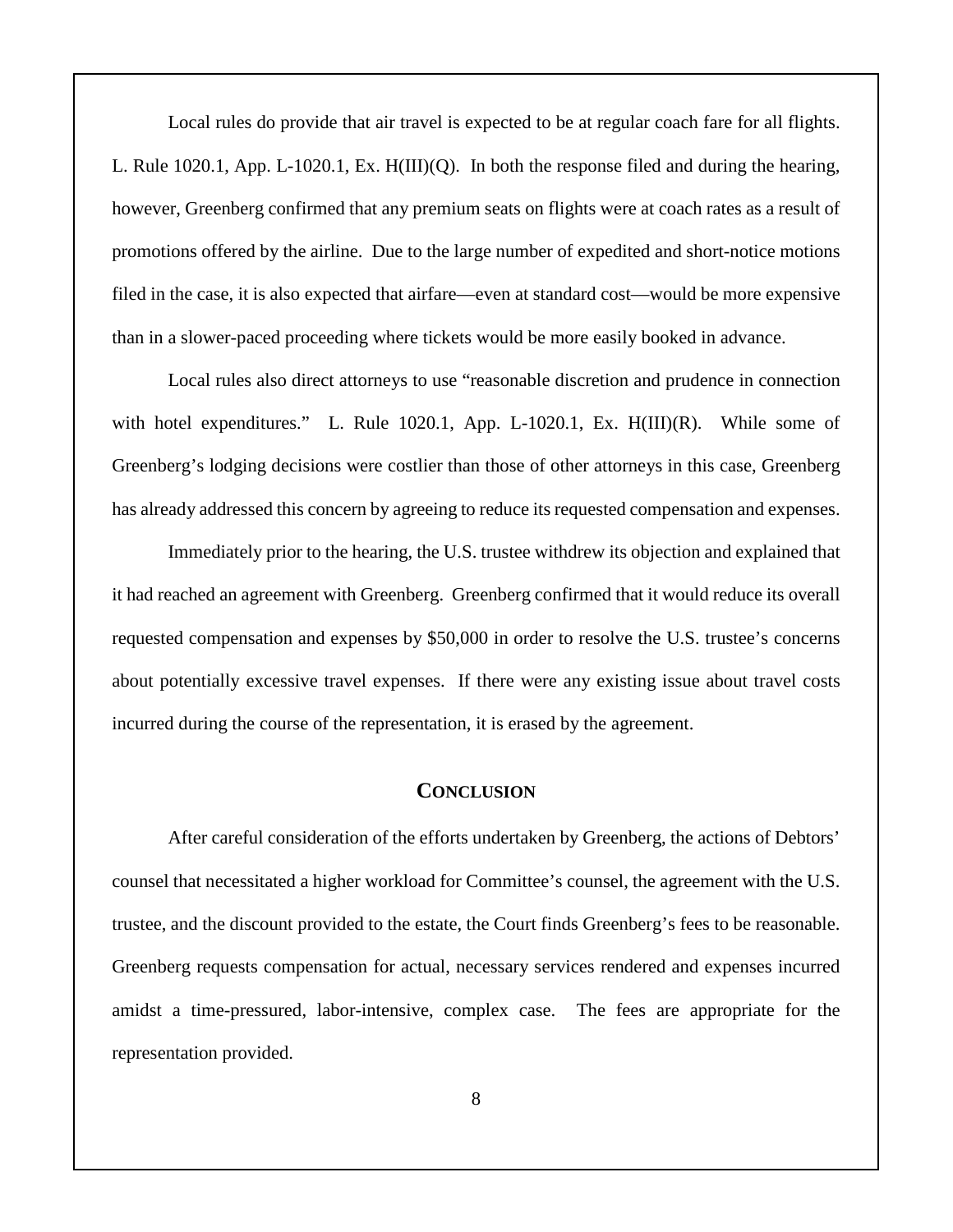Local rules do provide that air travel is expected to be at regular coach fare for all flights. L. Rule 1020.1, App. L-1020.1, Ex. H(III)(Q). In both the response filed and during the hearing, however, Greenberg confirmed that any premium seats on flights were at coach rates as a result of promotions offered by the airline. Due to the large number of expedited and short-notice motions filed in the case, it is also expected that airfare—even at standard cost—would be more expensive than in a slower-paced proceeding where tickets would be more easily booked in advance.

Local rules also direct attorneys to use "reasonable discretion and prudence in connection with hotel expenditures." L. Rule 1020.1, App. L-1020.1, Ex. H(III)(R). While some of Greenberg's lodging decisions were costlier than those of other attorneys in this case, Greenberg has already addressed this concern by agreeing to reduce its requested compensation and expenses.

Immediately prior to the hearing, the U.S. trustee withdrew its objection and explained that it had reached an agreement with Greenberg. Greenberg confirmed that it would reduce its overall requested compensation and expenses by $50,000 in order to resolve the U.S. trustee's concerns about potentially excessive travel expenses. If there were any existing issue about travel costs incurred during the course of the representation, it is erased by the agreement.

## CONCLUSION

After careful consideration of the efforts undertaken by Greenberg, the actions of Debtors' counsel that necessitated a higher workload for Committee's counsel, the agreement with the U.S. trustee, and the discount provided to the estate, the Court finds Greenberg's fees to be reasonable. Greenberg requests compensation for actual, necessary services rendered and expenses incurred amidst a time-pressured, labor-intensive, complex case. The fees are appropriate for the representation provided.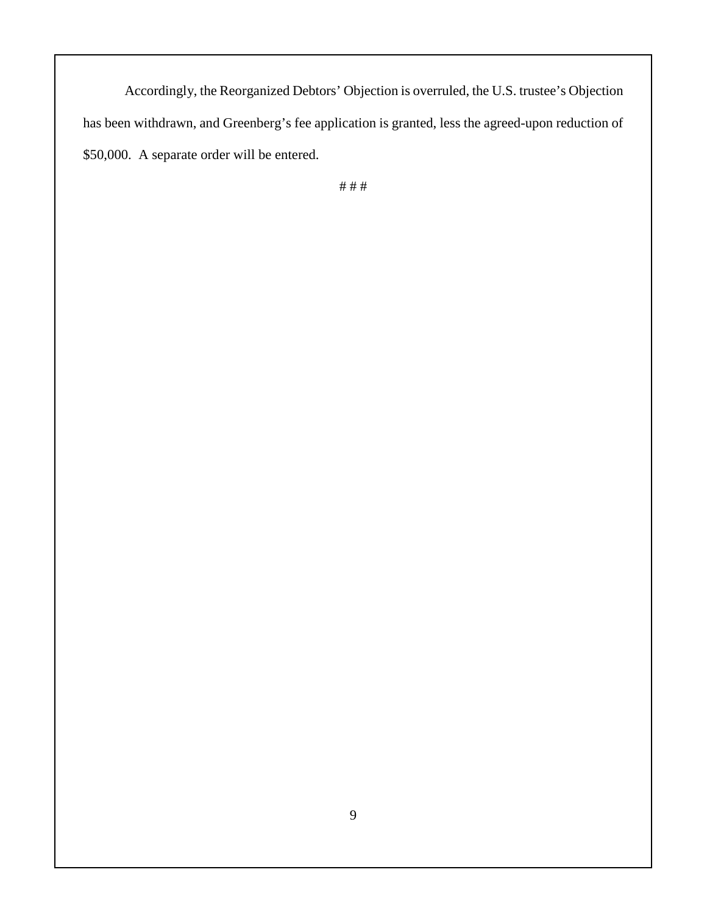Accordingly, the Reorganized Debtors' Objection is overruled, the U.S. trustee's Objection has been withdrawn, and Greenberg's fee application is granted, less the agreed-upon reduction of $50,000. A separate order will be entered.

# # #